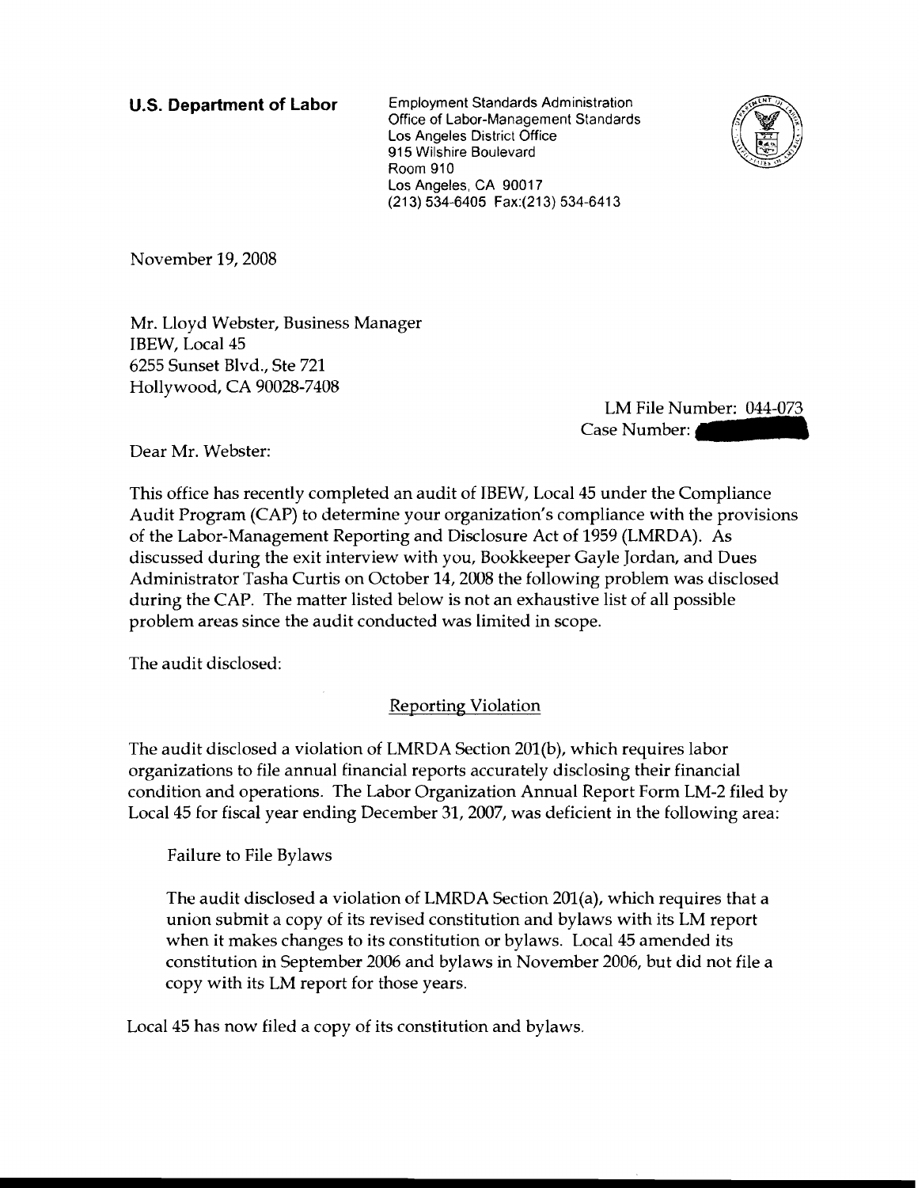**U.S. Department of Labor**

Employment Standards Administration
Office of Labor-Management Standards
Los Angeles District Office
915 Wilshire Boulevard
Room 910
Los Angeles, CA 90017
(213) 534-6405 Fax:(213) 534-6413

November 19, 2008

Mr. Lloyd Webster, Business Manager
IBEW, Local 45
6255 Sunset Blvd., Ste 721
Hollywood, CA 90028-7408

LM File Number: 044-073
Case Number:

Dear Mr. Webster:

This office has recently completed an audit of IBEW, Local 45 under the Compliance Audit Program (CAP) to determine your organization's compliance with the provisions of the Labor-Management Reporting and Disclosure Act of 1959 (LMRDA). As discussed during the exit interview with you, Bookkeeper Gayle Jordan, and Dues Administrator Tasha Curtis on October 14, 2008 the following problem was disclosed during the CAP. The matter listed below is not an exhaustive list of all possible problem areas since the audit conducted was limited in scope.

The audit disclosed:

Reporting Violation

The audit disclosed a violation of LMRDA Section 201(b), which requires labor organizations to file annual financial reports accurately disclosing their financial condition and operations. The Labor Organization Annual Report Form LM-2 filed by Local 45 for fiscal year ending December 31, 2007, was deficient in the following area:

Failure to File Bylaws

The audit disclosed a violation of LMRDA Section 201(a), which requires that a union submit a copy of its revised constitution and bylaws with its LM report when it makes changes to its constitution or bylaws. Local 45 amended its constitution in September 2006 and bylaws in November 2006, but did not file a copy with its LM report for those years.

Local 45 has now filed a copy of its constitution and bylaws.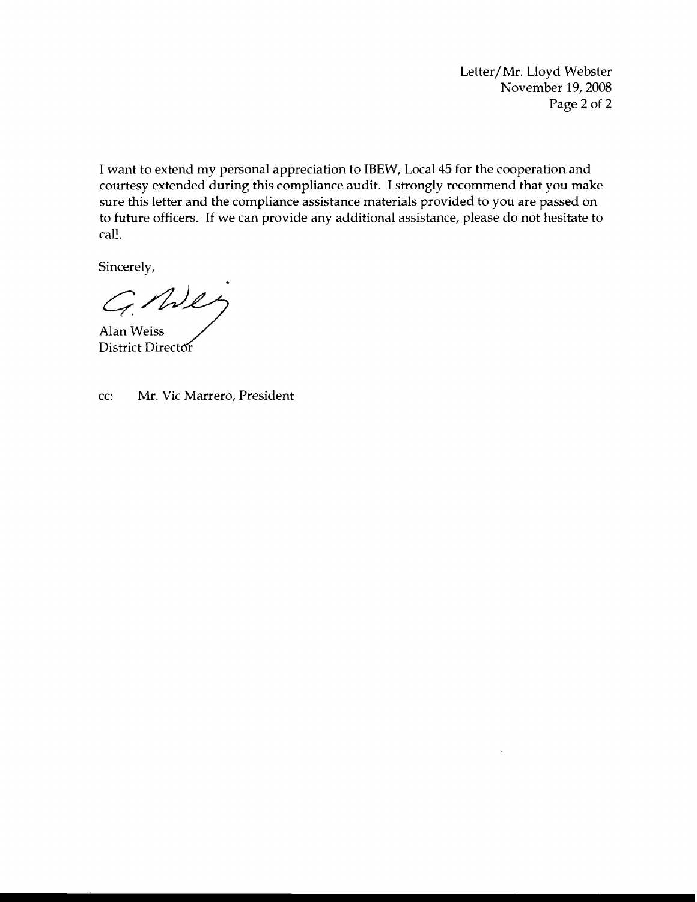I want to extend my personal appreciation to IBEW, Local 45 for the cooperation and courtesy extended during this compliance audit. I strongly recommend that you make sure this letter and the compliance assistance materials provided to you are passed on to future officers. If we can provide any additional assistance, please do not hesitate to call.

Sincerely,

Alan Weiss
District Director

cc: Mr. Vic Marrero, President